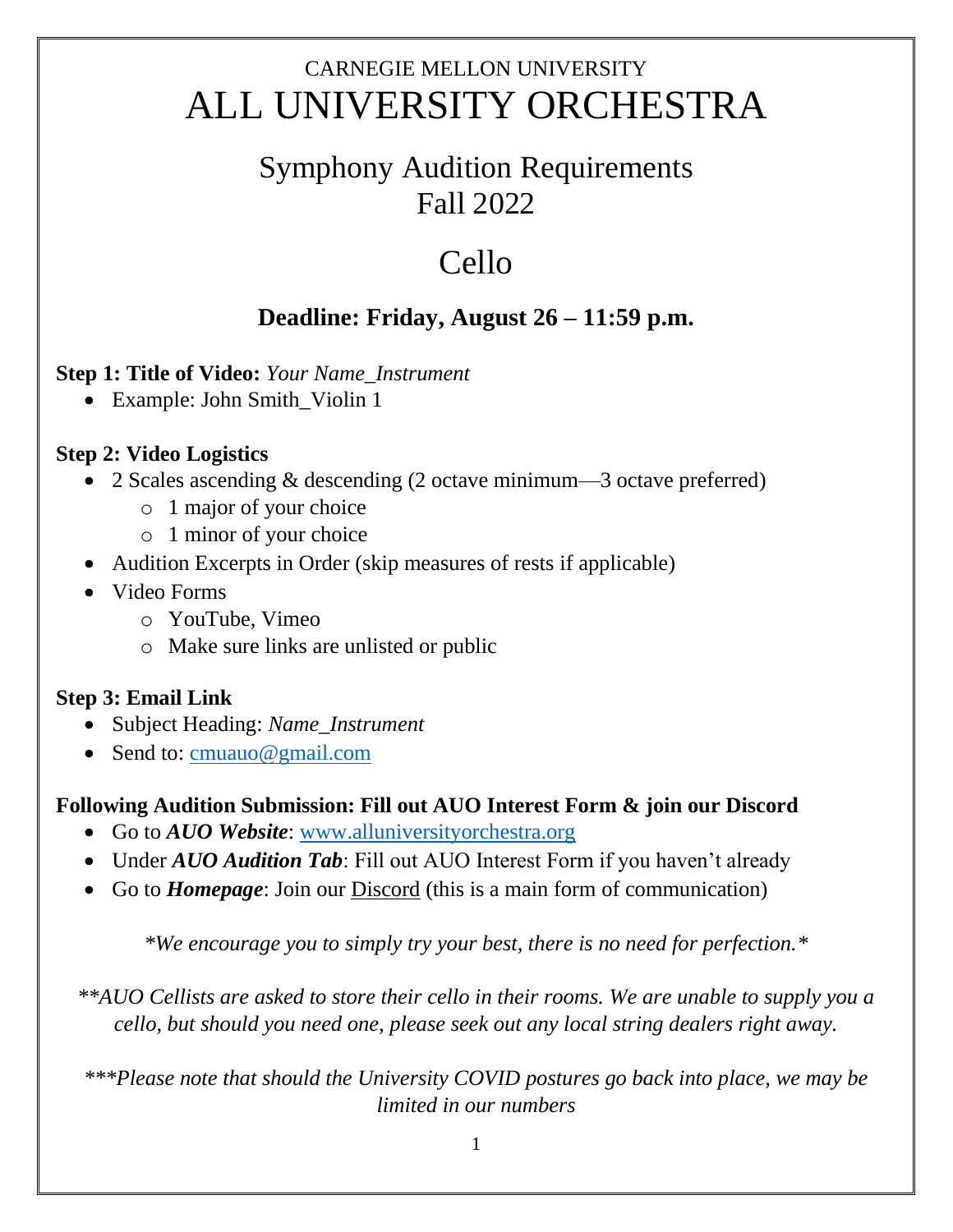# CARNEGIE MELLON UNIVERSITY
# ALL UNIVERSITY ORCHESTRA

## Symphony Audition Requirements
## Fall 2022

## Cello

### Deadline: Friday, August 26 – 11:59 p.m.

**Step 1: Title of Video:** *Your Name_Instrument*

- Example: John Smith_Violin 1

**Step 2: Video Logistics**

- 2 Scales ascending & descending (2 octave minimum—3 octave preferred)
  - 1 major of your choice
  - 1 minor of your choice
- Audition Excerpts in Order (skip measures of rests if applicable)
- Video Forms
  - YouTube, Vimeo
  - Make sure links are unlisted or public

**Step 3: Email Link**

- Subject Heading: *Name_Instrument*
- Send to: cmuauo@gmail.com

**Following Audition Submission: Fill out AUO Interest Form & join our Discord**

- Go to ***AUO Website***: www.alluniversityorchestra.org
- Under ***AUO Audition Tab***: Fill out AUO Interest Form if you haven't already
- Go to ***Homepage***: Join our Discord (this is a main form of communication)

*\*We encourage you to simply try your best, there is no need for perfection.\**

*\*\*AUO Cellists are asked to store their cello in their rooms. We are unable to supply you a cello, but should you need one, please seek out any local string dealers right away.*

*\*\*\*Please note that should the University COVID postures go back into place, we may be limited in our numbers*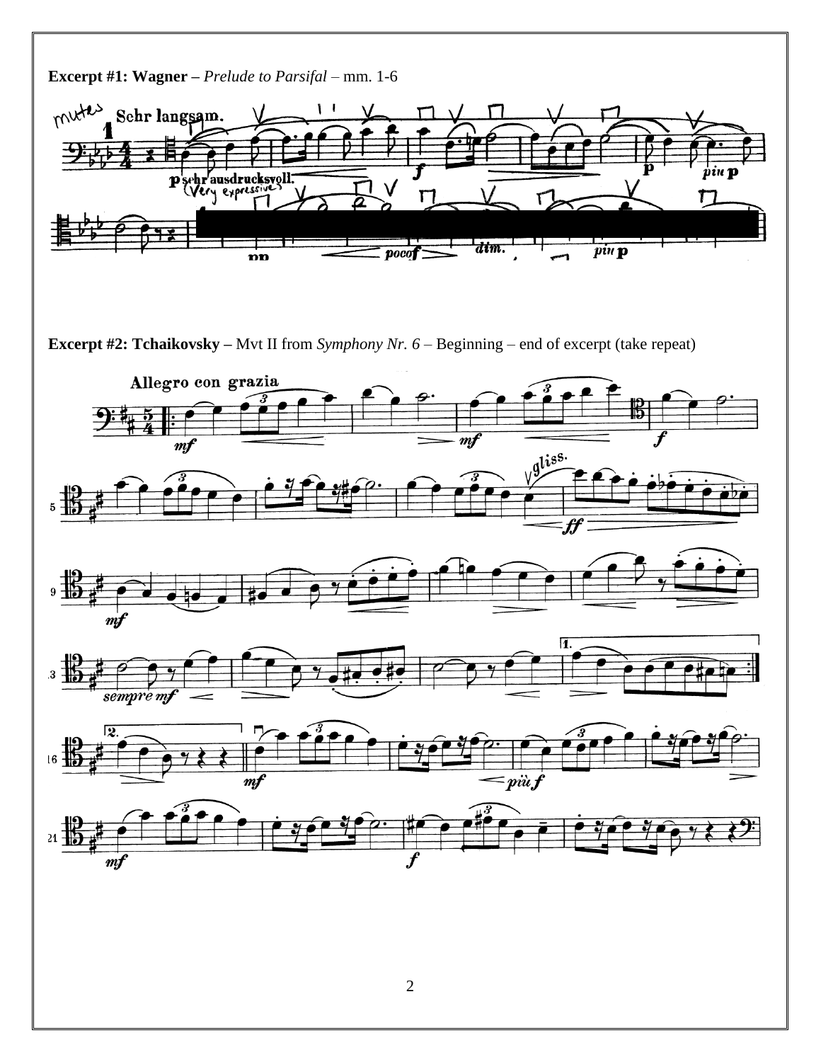**Excerpt #1: Wagner** – *Prelude to Parsifal* – mm. 1-6

**Excerpt #2: Tchaikovsky** – Mvt II from *Symphony Nr. 6* – Beginning – end of excerpt (take repeat)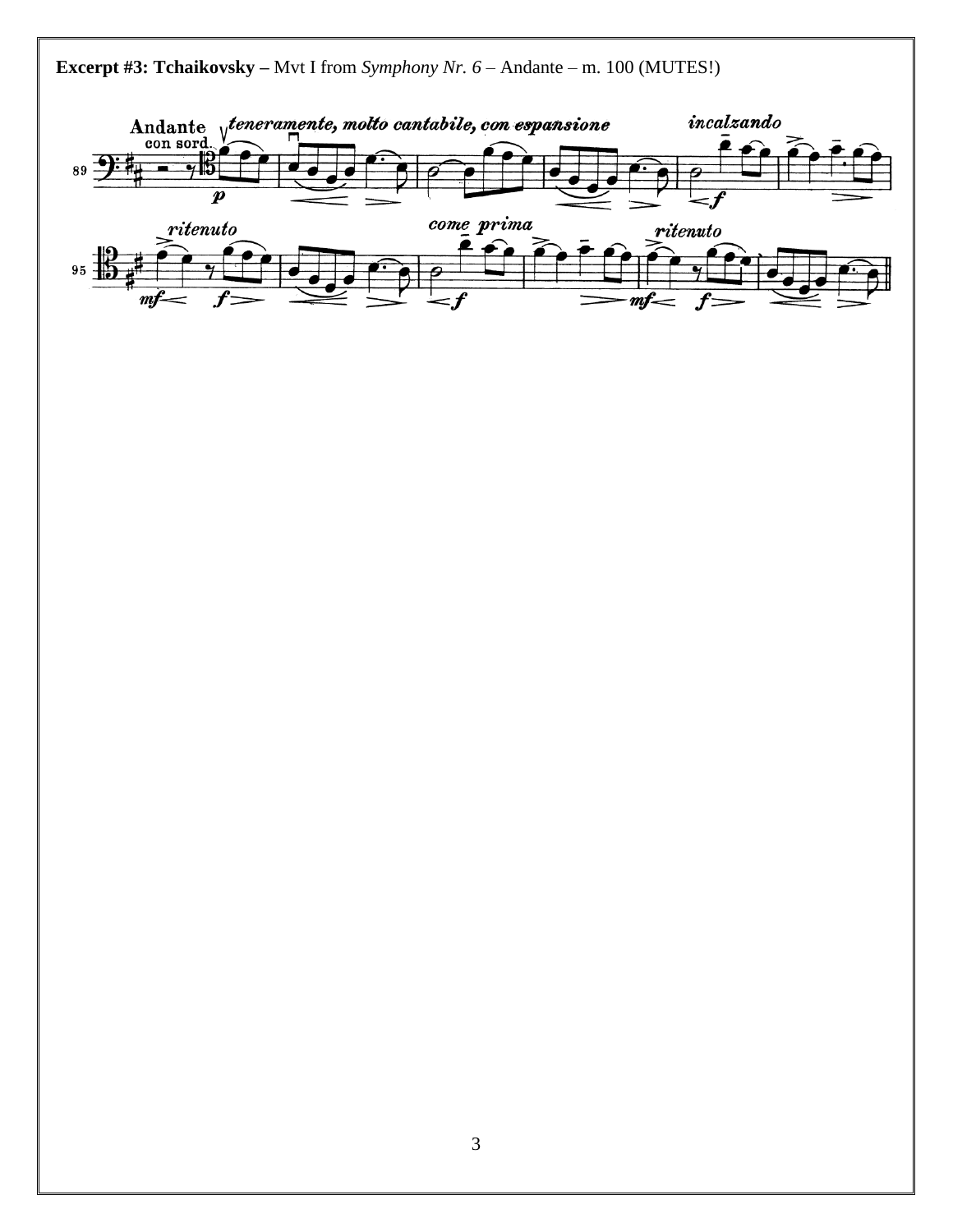**Excerpt #3: Tchaikovsky –** Mvt I from *Symphony Nr. 6* – Andante – m. 100 (MUTES!)